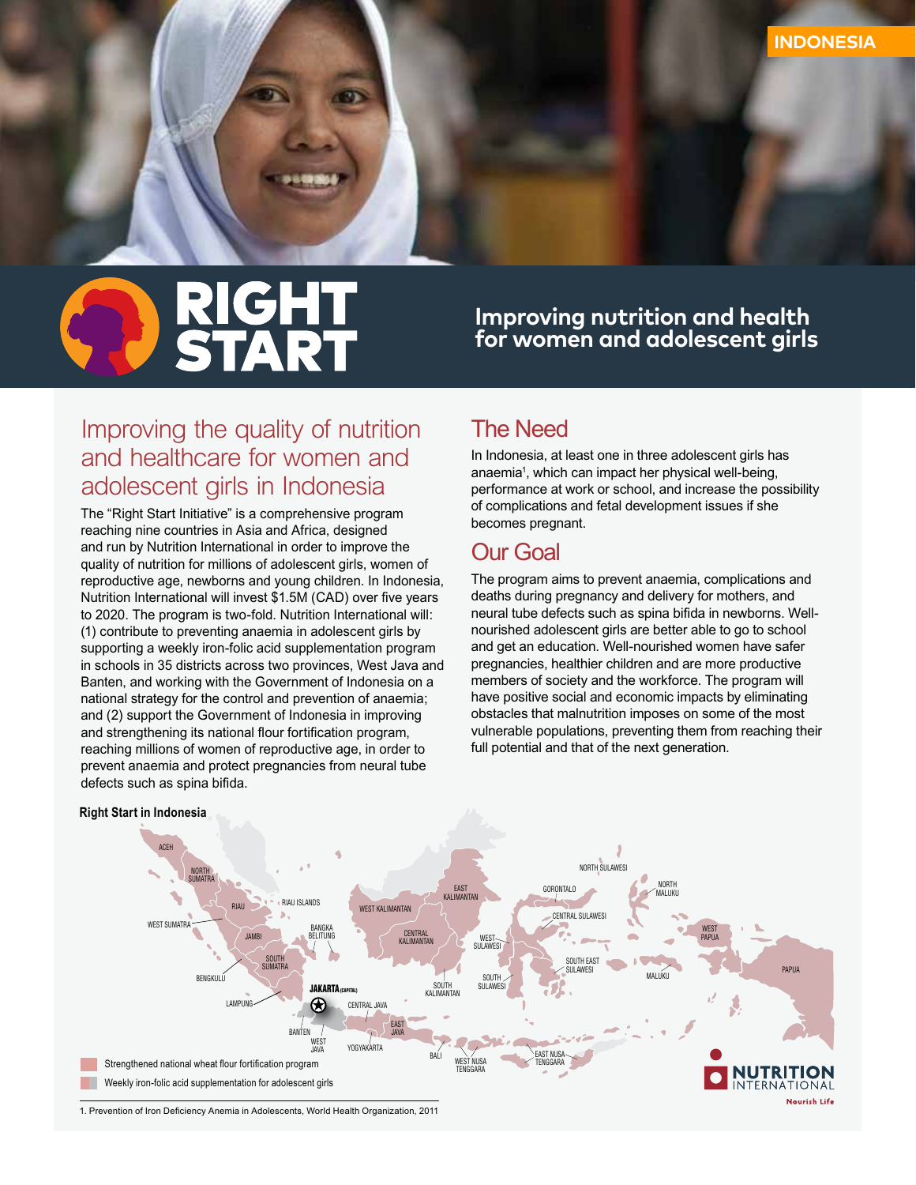INDONESIA

# RIGHT START

**Improving nutrition and health for women and adolescent girls**

## Improving the quality of nutrition and healthcare for women and adolescent girls in Indonesia

The "Right Start Initiative" is a comprehensive program reaching nine countries in Asia and Africa, designed and run by Nutrition International in order to improve the quality of nutrition for millions of adolescent girls, women of reproductive age, newborns and young children. In Indonesia, Nutrition International will invest $1.5M (CAD) over five years to 2020. The program is two-fold. Nutrition International will: (1) contribute to preventing anaemia in adolescent girls by supporting a weekly iron-folic acid supplementation program in schools in 35 districts across two provinces, West Java and Banten, and working with the Government of Indonesia on a national strategy for the control and prevention of anaemia; and (2) support the Government of Indonesia in improving and strengthening its national flour fortification program, reaching millions of women of reproductive age, in order to prevent anaemia and protect pregnancies from neural tube defects such as spina bifida.

## The Need

In Indonesia, at least one in three adolescent girls has anaemia[1], which can impact her physical well-being, performance at work or school, and increase the possibility of complications and fetal development issues if she becomes pregnant.

## Our Goal

The program aims to prevent anaemia, complications and deaths during pregnancy and delivery for mothers, and neural tube defects such as spina bifida in newborns. Well-nourished adolescent girls are better able to go to school and get an education. Well-nourished women have safer pregnancies, healthier children and are more productive members of society and the workforce. The program will have positive social and economic impacts by eliminating obstacles that malnutrition imposes on some of the most vulnerable populations, preventing them from reaching their full potential and that of the next generation.

**Right Start in Indonesia**

ACEH, NORTH SUMATRA, RIAU, RIAU ISLANDS, WEST SUMATRA, JAMBI, BANGKA BELITUNG, SOUTH SUMATRA, BENGKULU, LAMPUNG, JAKARTA (CAPITAL), BANTEN, WEST JAVA, CENTRAL JAVA, YOGYAKARTA, EAST JAVA, BALI, WEST KALIMANTAN, CENTRAL KALIMANTAN, SOUTH KALIMANTAN, EAST KALIMANTAN, WEST NUSA TENGGARA, EAST NUSA TENGGARA, NORTH SULAWESI, GORONTALO, CENTRAL SULAWESI, WEST SULAWESI, SOUTH SULAWESI, SOUTH EAST SULAWESI, NORTH MALUKU, MALUKU, WEST PAPUA, PAPUA

- Strengthened national wheat flour fortification program
- Weekly iron-folic acid supplementation for adolescent girls

NUTRITION INTERNATIONAL — Nourish Life

1. Prevention of Iron Deficiency Anemia in Adolescents, World Health Organization, 2011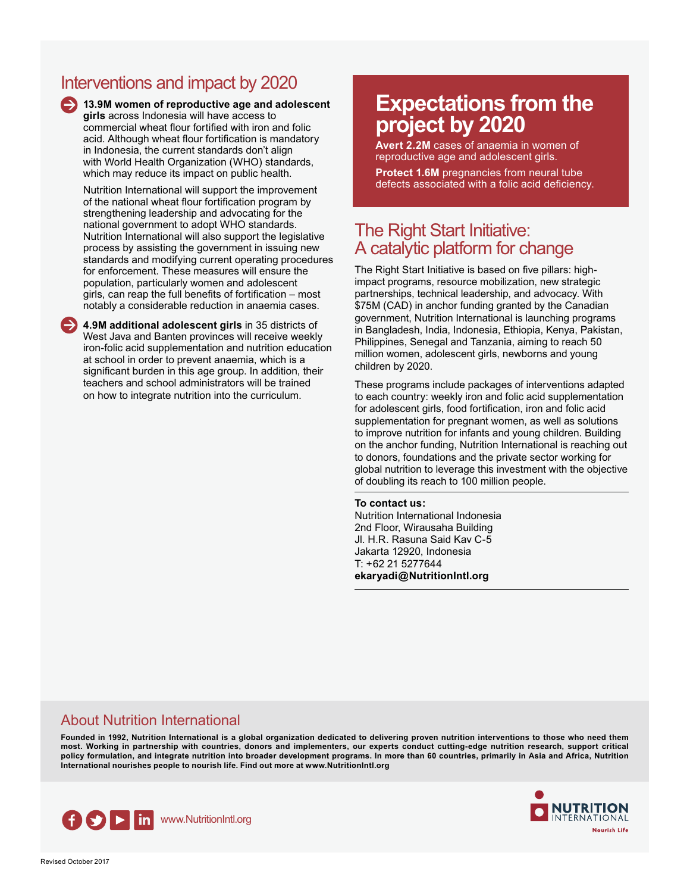## Interventions and impact by 2020

- **13.9M women of reproductive age and adolescent girls** across Indonesia will have access to commercial wheat flour fortified with iron and folic acid. Although wheat flour fortification is mandatory in Indonesia, the current standards don't align with World Health Organization (WHO) standards, which may reduce its impact on public health.

  Nutrition International will support the improvement of the national wheat flour fortification program by strengthening leadership and advocating for the national government to adopt WHO standards. Nutrition International will also support the legislative process by assisting the government in issuing new standards and modifying current operating procedures for enforcement. These measures will ensure the population, particularly women and adolescent girls, can reap the full benefits of fortification – most notably a considerable reduction in anaemia cases.

- **4.9M additional adolescent girls** in 35 districts of West Java and Banten provinces will receive weekly iron-folic acid supplementation and nutrition education at school in order to prevent anaemia, which is a significant burden in this age group. In addition, their teachers and school administrators will be trained on how to integrate nutrition into the curriculum.

## Expectations from the project by 2020

**Avert 2.2M** cases of anaemia in women of reproductive age and adolescent girls.

**Protect 1.6M** pregnancies from neural tube defects associated with a folic acid deficiency.

## The Right Start Initiative: A catalytic platform for change

The Right Start Initiative is based on five pillars: high-impact programs, resource mobilization, new strategic partnerships, technical leadership, and advocacy. With $75M (CAD) in anchor funding granted by the Canadian government, Nutrition International is launching programs in Bangladesh, India, Indonesia, Ethiopia, Kenya, Pakistan, Philippines, Senegal and Tanzania, aiming to reach 50 million women, adolescent girls, newborns and young children by 2020.

These programs include packages of interventions adapted to each country: weekly iron and folic acid supplementation for adolescent girls, food fortification, iron and folic acid supplementation for pregnant women, as well as solutions to improve nutrition for infants and young children. Building on the anchor funding, Nutrition International is reaching out to donors, foundations and the private sector working for global nutrition to leverage this investment with the objective of doubling its reach to 100 million people.

**To contact us:**
Nutrition International Indonesia
2nd Floor, Wirausaha Building
Jl. H.R. Rasuna Said Kav C-5
Jakarta 12920, Indonesia
T: +62 21 5277644
**ekaryadi@NutritionIntl.org**

## About Nutrition International

**Founded in 1992, Nutrition International is a global organization dedicated to delivering proven nutrition interventions to those who need them most. Working in partnership with countries, donors and implementers, our experts conduct cutting-edge nutrition research, support critical policy formulation, and integrate nutrition into broader development programs. In more than 60 countries, primarily in Asia and Africa, Nutrition International nourishes people to nourish life. Find out more at www.NutritionIntl.org**

www.NutritionIntl.org

NUTRITION INTERNATIONAL
Nourish Life

Revised October 2017